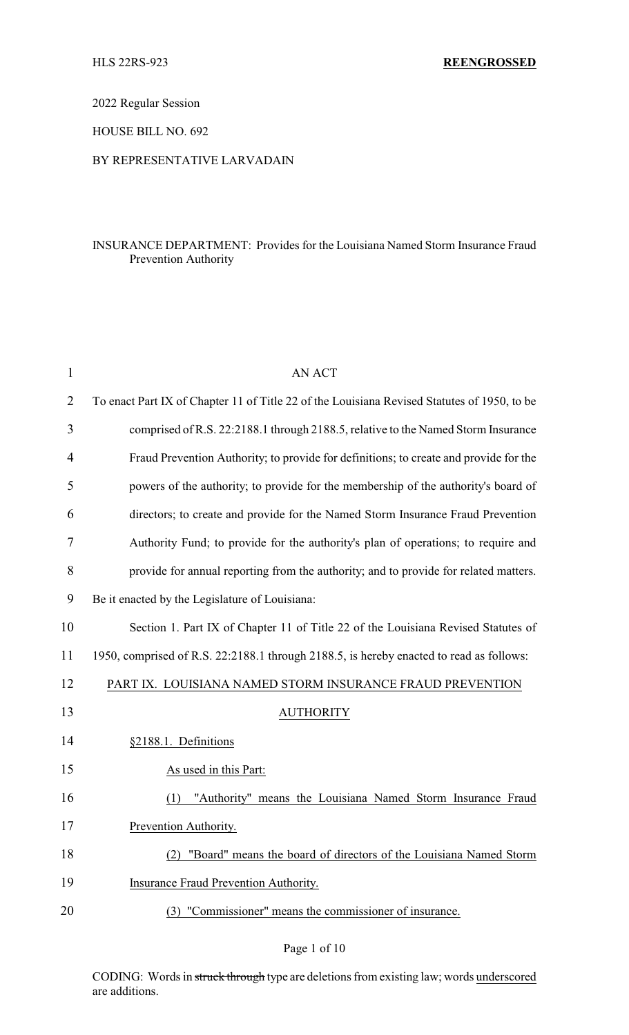HLS 22RS-923 **REENGROSSED**

2022 Regular Session

HOUSE BILL NO. 692

BY REPRESENTATIVE LARVADAIN

INSURANCE DEPARTMENT: Provides for the Louisiana Named Storm Insurance Fraud Prevention Authority

AN ACT

To enact Part IX of Chapter 11 of Title 22 of the Louisiana Revised Statutes of 1950, to be comprised of R.S. 22:2188.1 through 2188.5, relative to the Named Storm Insurance Fraud Prevention Authority; to provide for definitions; to create and provide for the powers of the authority; to provide for the membership of the authority's board of directors; to create and provide for the Named Storm Insurance Fraud Prevention Authority Fund; to provide for the authority's plan of operations; to require and provide for annual reporting from the authority; and to provide for related matters.

Be it enacted by the Legislature of Louisiana:

Section 1. Part IX of Chapter 11 of Title 22 of the Louisiana Revised Statutes of 1950, comprised of R.S. 22:2188.1 through 2188.5, is hereby enacted to read as follows:

PART IX. LOUISIANA NAMED STORM INSURANCE FRAUD PREVENTION AUTHORITY

§2188.1. Definitions

As used in this Part:

(1) "Authority" means the Louisiana Named Storm Insurance Fraud Prevention Authority.

(2) "Board" means the board of directors of the Louisiana Named Storm Insurance Fraud Prevention Authority.

(3) "Commissioner" means the commissioner of insurance.

CODING: Words in ~~struck through~~ type are deletions from existing law; words underscored are additions.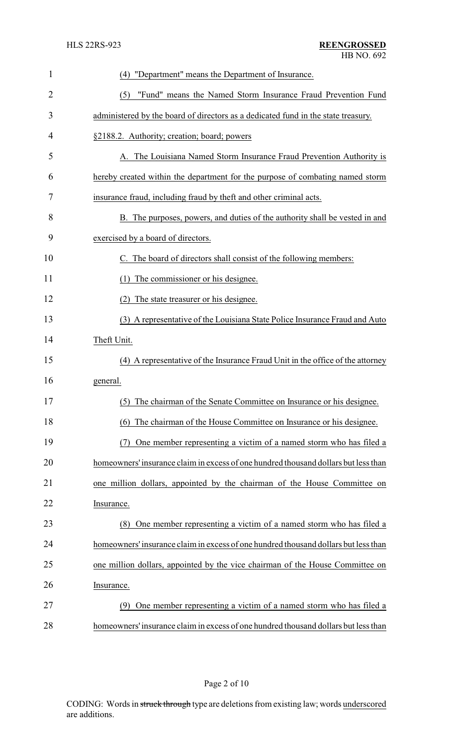(4) "Department" means the Department of Insurance.

(5) "Fund" means the Named Storm Insurance Fraud Prevention Fund administered by the board of directors as a dedicated fund in the state treasury.

§2188.2. Authority; creation; board; powers

A. The Louisiana Named Storm Insurance Fraud Prevention Authority is hereby created within the department for the purpose of combating named storm insurance fraud, including fraud by theft and other criminal acts.

B. The purposes, powers, and duties of the authority shall be vested in and exercised by a board of directors.

C. The board of directors shall consist of the following members:

(1) The commissioner or his designee.

(2) The state treasurer or his designee.

(3) A representative of the Louisiana State Police Insurance Fraud and Auto Theft Unit.

(4) A representative of the Insurance Fraud Unit in the office of the attorney general.

(5) The chairman of the Senate Committee on Insurance or his designee.

(6) The chairman of the House Committee on Insurance or his designee.

(7) One member representing a victim of a named storm who has filed a homeowners' insurance claim in excess of one hundred thousand dollars but less than one million dollars, appointed by the chairman of the House Committee on Insurance.

(8) One member representing a victim of a named storm who has filed a homeowners' insurance claim in excess of one hundred thousand dollars but less than one million dollars, appointed by the vice chairman of the House Committee on Insurance.

(9) One member representing a victim of a named storm who has filed a homeowners' insurance claim in excess of one hundred thousand dollars but less than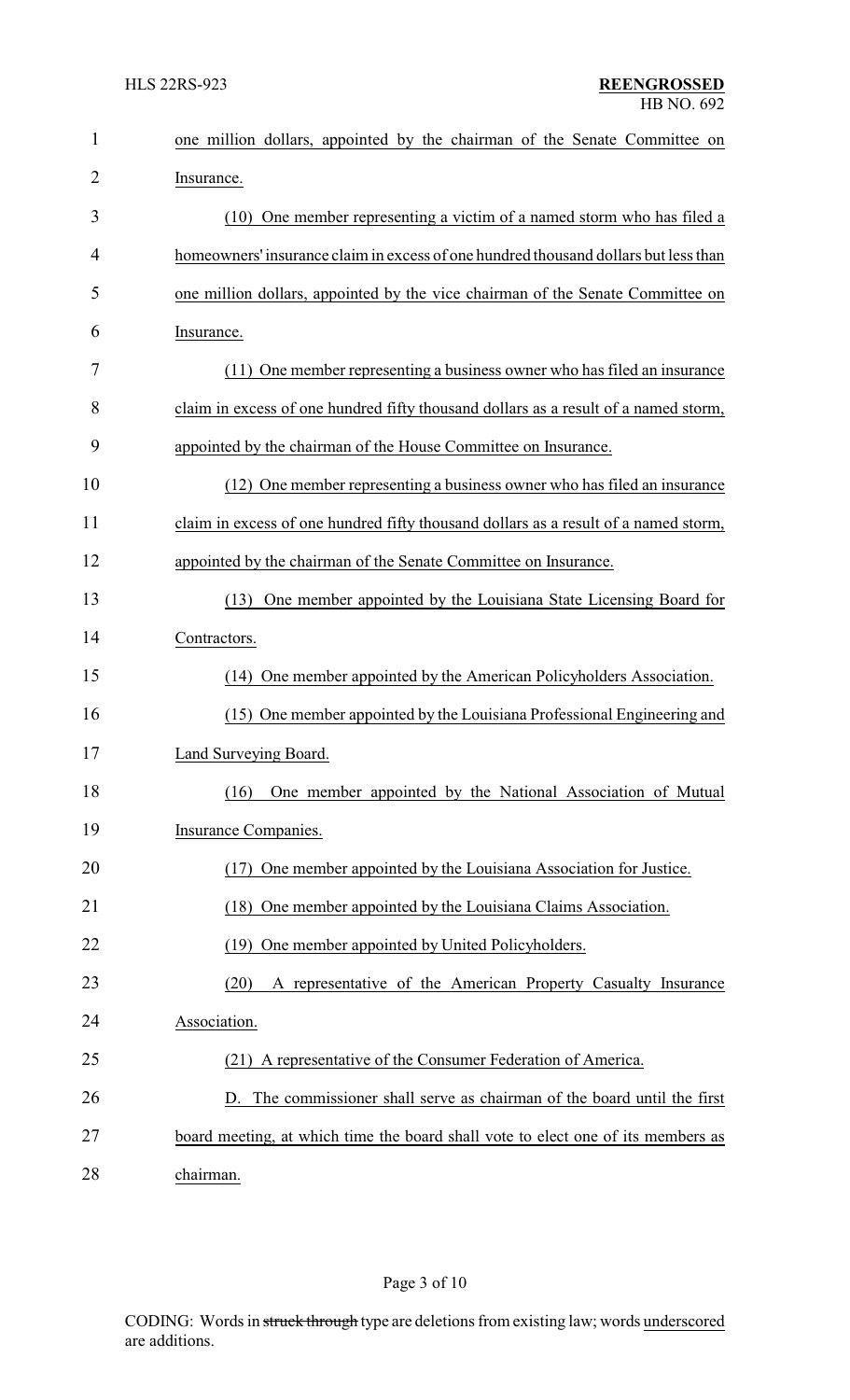one million dollars, appointed by the chairman of the Senate Committee on Insurance.

(10) One member representing a victim of a named storm who has filed a homeowners' insurance claim in excess of one hundred thousand dollars but less than one million dollars, appointed by the vice chairman of the Senate Committee on Insurance.

(11) One member representing a business owner who has filed an insurance claim in excess of one hundred fifty thousand dollars as a result of a named storm, appointed by the chairman of the House Committee on Insurance.

(12) One member representing a business owner who has filed an insurance claim in excess of one hundred fifty thousand dollars as a result of a named storm, appointed by the chairman of the Senate Committee on Insurance.

(13) One member appointed by the Louisiana State Licensing Board for Contractors.

(14) One member appointed by the American Policyholders Association.

(15) One member appointed by the Louisiana Professional Engineering and Land Surveying Board.

(16) One member appointed by the National Association of Mutual Insurance Companies.

(17) One member appointed by the Louisiana Association for Justice.

(18) One member appointed by the Louisiana Claims Association.

(19) One member appointed by United Policyholders.

(20) A representative of the American Property Casualty Insurance Association.

(21) A representative of the Consumer Federation of America.

D. The commissioner shall serve as chairman of the board until the first board meeting, at which time the board shall vote to elect one of its members as chairman.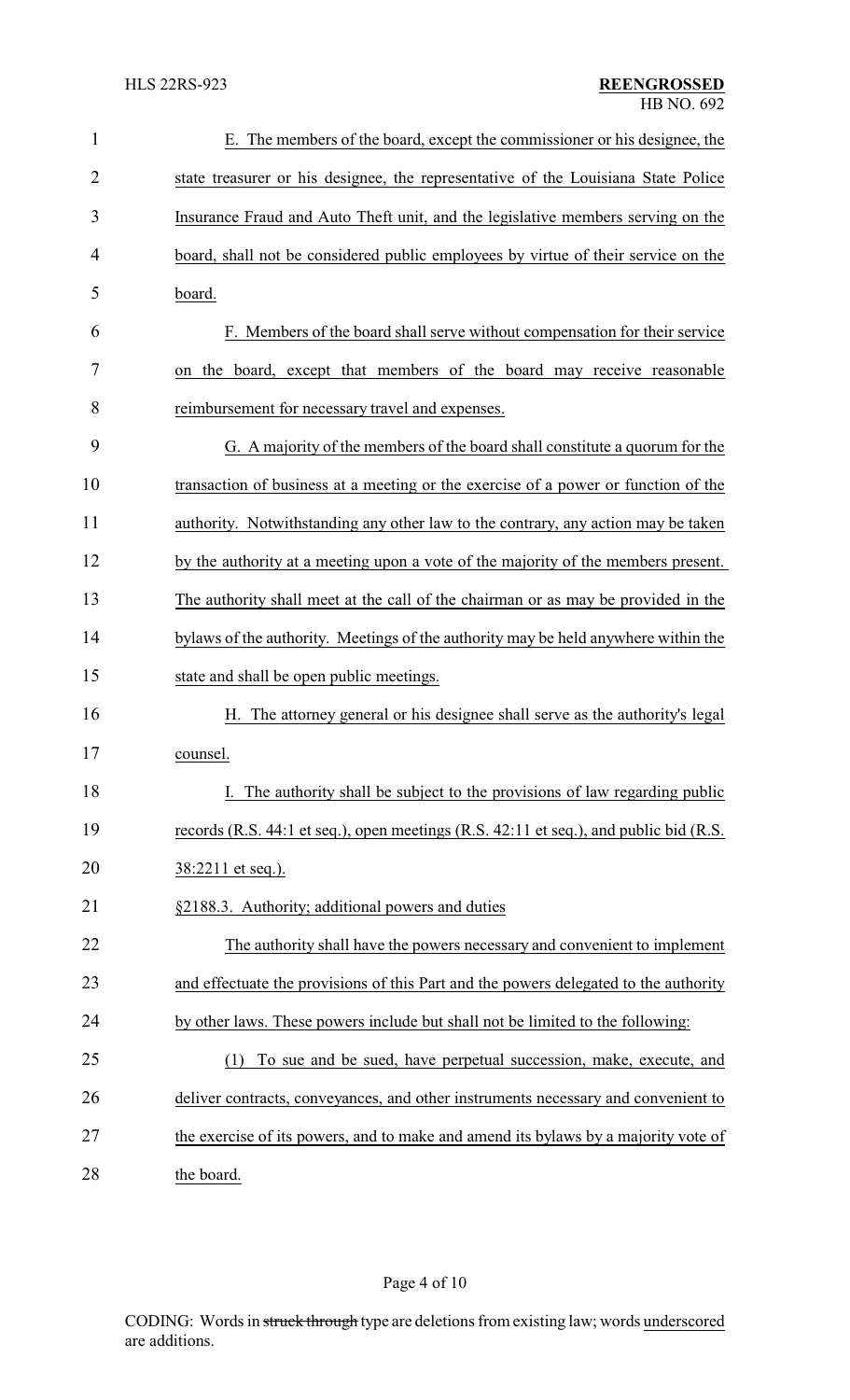E. The members of the board, except the commissioner or his designee, the state treasurer or his designee, the representative of the Louisiana State Police Insurance Fraud and Auto Theft unit, and the legislative members serving on the board, shall not be considered public employees by virtue of their service on the board.

F. Members of the board shall serve without compensation for their service on the board, except that members of the board may receive reasonable reimbursement for necessary travel and expenses.

G. A majority of the members of the board shall constitute a quorum for the transaction of business at a meeting or the exercise of a power or function of the authority. Notwithstanding any other law to the contrary, any action may be taken by the authority at a meeting upon a vote of the majority of the members present. The authority shall meet at the call of the chairman or as may be provided in the bylaws of the authority. Meetings of the authority may be held anywhere within the state and shall be open public meetings.

H. The attorney general or his designee shall serve as the authority's legal counsel.

I. The authority shall be subject to the provisions of law regarding public records (R.S. 44:1 et seq.), open meetings (R.S. 42:11 et seq.), and public bid (R.S. 38:2211 et seq.).

§2188.3. Authority; additional powers and duties

The authority shall have the powers necessary and convenient to implement and effectuate the provisions of this Part and the powers delegated to the authority by other laws. These powers include but shall not be limited to the following:

(1) To sue and be sued, have perpetual succession, make, execute, and deliver contracts, conveyances, and other instruments necessary and convenient to the exercise of its powers, and to make and amend its bylaws by a majority vote of the board.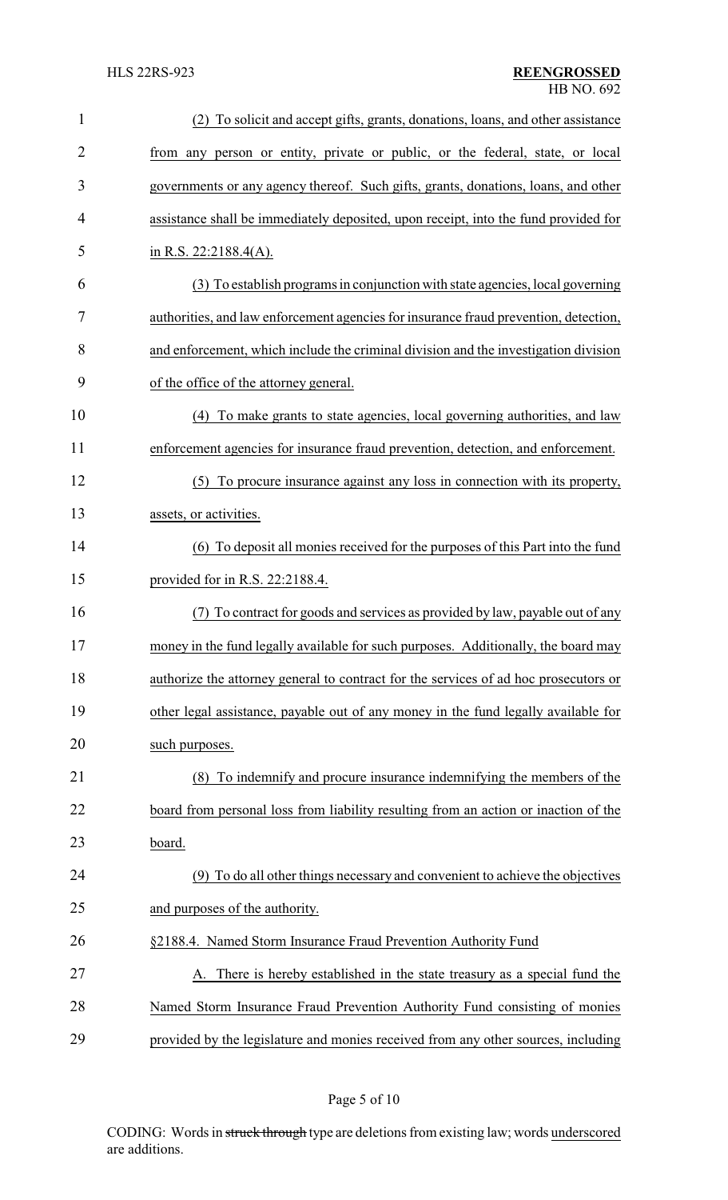(2) To solicit and accept gifts, grants, donations, loans, and other assistance from any person or entity, private or public, or the federal, state, or local governments or any agency thereof. Such gifts, grants, donations, loans, and other assistance shall be immediately deposited, upon receipt, into the fund provided for in R.S. 22:2188.4(A).

(3) To establish programs in conjunction with state agencies, local governing authorities, and law enforcement agencies for insurance fraud prevention, detection, and enforcement, which include the criminal division and the investigation division of the office of the attorney general.

(4) To make grants to state agencies, local governing authorities, and law enforcement agencies for insurance fraud prevention, detection, and enforcement.

(5) To procure insurance against any loss in connection with its property, assets, or activities.

(6) To deposit all monies received for the purposes of this Part into the fund provided for in R.S. 22:2188.4.

(7) To contract for goods and services as provided by law, payable out of any money in the fund legally available for such purposes. Additionally, the board may authorize the attorney general to contract for the services of ad hoc prosecutors or other legal assistance, payable out of any money in the fund legally available for such purposes.

(8) To indemnify and procure insurance indemnifying the members of the board from personal loss from liability resulting from an action or inaction of the board.

(9) To do all other things necessary and convenient to achieve the objectives and purposes of the authority.

§2188.4. Named Storm Insurance Fraud Prevention Authority Fund

A. There is hereby established in the state treasury as a special fund the Named Storm Insurance Fraud Prevention Authority Fund consisting of monies provided by the legislature and monies received from any other sources, including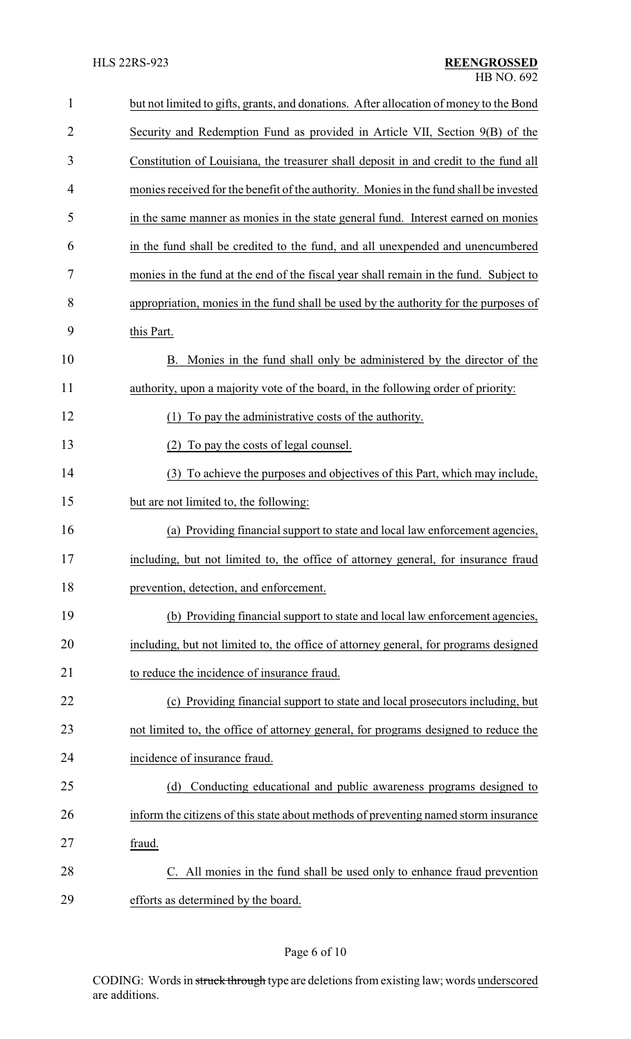but not limited to gifts, grants, and donations. After allocation of money to the Bond Security and Redemption Fund as provided in Article VII, Section 9(B) of the Constitution of Louisiana, the treasurer shall deposit in and credit to the fund all monies received for the benefit of the authority. Monies in the fund shall be invested in the same manner as monies in the state general fund. Interest earned on monies in the fund shall be credited to the fund, and all unexpended and unencumbered monies in the fund at the end of the fiscal year shall remain in the fund. Subject to appropriation, monies in the fund shall be used by the authority for the purposes of this Part.

B. Monies in the fund shall only be administered by the director of the authority, upon a majority vote of the board, in the following order of priority:

(1) To pay the administrative costs of the authority.

(2) To pay the costs of legal counsel.

(3) To achieve the purposes and objectives of this Part, which may include, but are not limited to, the following:

(a) Providing financial support to state and local law enforcement agencies, including, but not limited to, the office of attorney general, for insurance fraud prevention, detection, and enforcement.

(b) Providing financial support to state and local law enforcement agencies, including, but not limited to, the office of attorney general, for programs designed to reduce the incidence of insurance fraud.

(c) Providing financial support to state and local prosecutors including, but not limited to, the office of attorney general, for programs designed to reduce the incidence of insurance fraud.

(d) Conducting educational and public awareness programs designed to inform the citizens of this state about methods of preventing named storm insurance fraud.

C. All monies in the fund shall be used only to enhance fraud prevention efforts as determined by the board.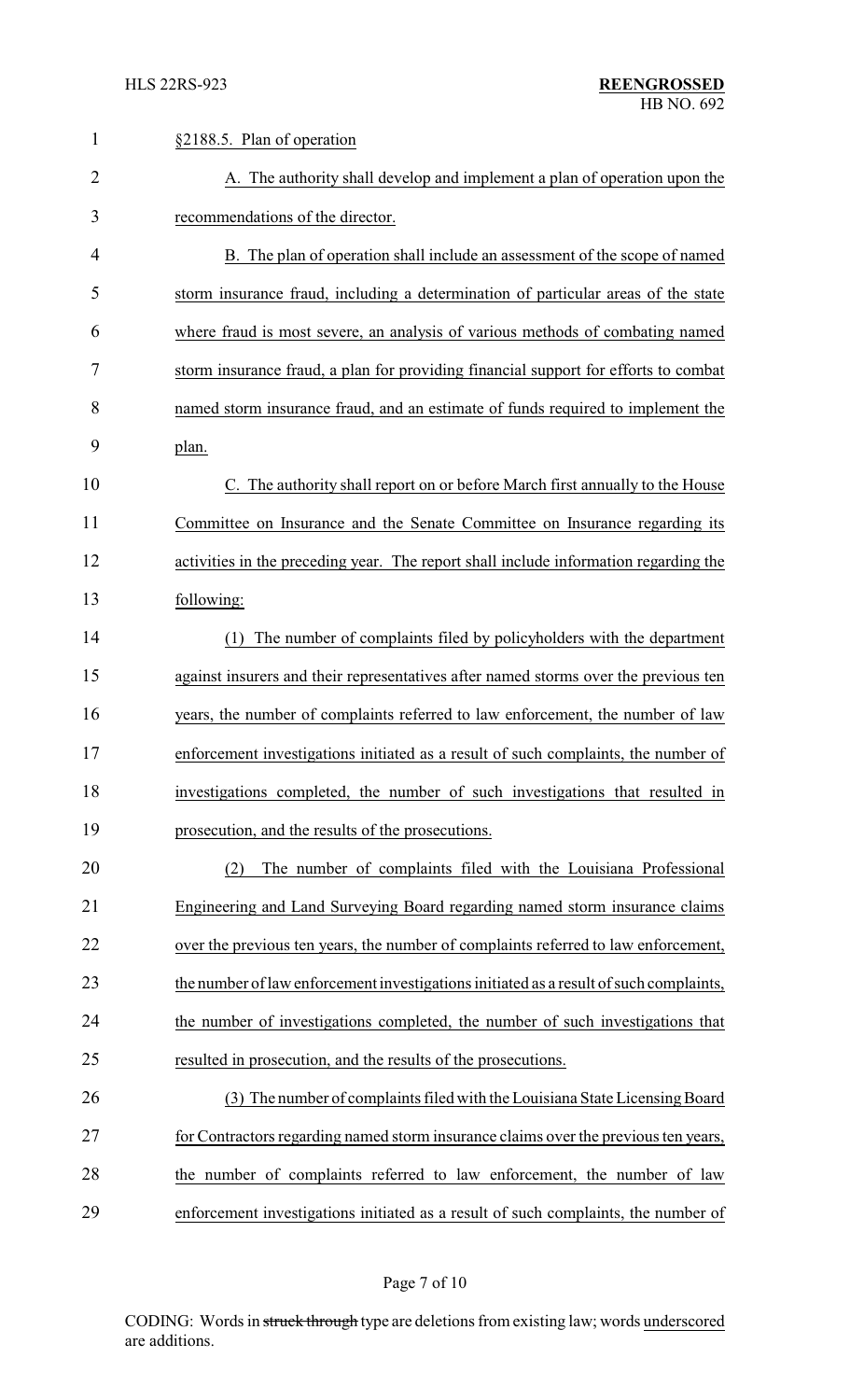§2188.5. Plan of operation

A. The authority shall develop and implement a plan of operation upon the recommendations of the director.

B. The plan of operation shall include an assessment of the scope of named storm insurance fraud, including a determination of particular areas of the state where fraud is most severe, an analysis of various methods of combating named storm insurance fraud, a plan for providing financial support for efforts to combat named storm insurance fraud, and an estimate of funds required to implement the plan.

C. The authority shall report on or before March first annually to the House Committee on Insurance and the Senate Committee on Insurance regarding its activities in the preceding year. The report shall include information regarding the following:

(1) The number of complaints filed by policyholders with the department against insurers and their representatives after named storms over the previous ten years, the number of complaints referred to law enforcement, the number of law enforcement investigations initiated as a result of such complaints, the number of investigations completed, the number of such investigations that resulted in prosecution, and the results of the prosecutions.

(2) The number of complaints filed with the Louisiana Professional Engineering and Land Surveying Board regarding named storm insurance claims over the previous ten years, the number of complaints referred to law enforcement, the number of law enforcement investigations initiated as a result of such complaints, the number of investigations completed, the number of such investigations that resulted in prosecution, and the results of the prosecutions.

(3) The number of complaints filed with the Louisiana State Licensing Board for Contractors regarding named storm insurance claims over the previous ten years, the number of complaints referred to law enforcement, the number of law enforcement investigations initiated as a result of such complaints, the number of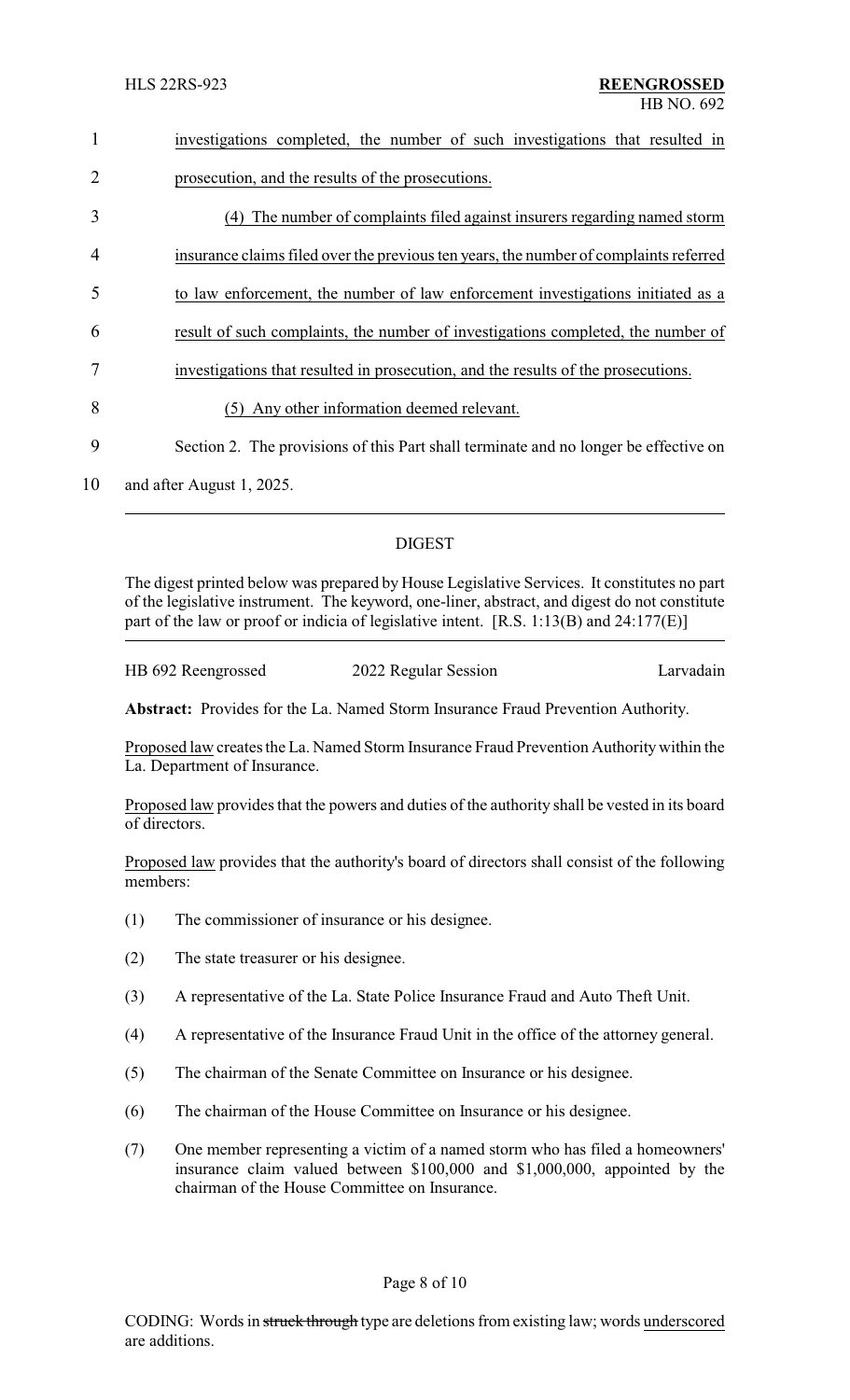investigations completed, the number of such investigations that resulted in prosecution, and the results of the prosecutions.

(4) The number of complaints filed against insurers regarding named storm insurance claims filed over the previous ten years, the number of complaints referred to law enforcement, the number of law enforcement investigations initiated as a result of such complaints, the number of investigations completed, the number of investigations that resulted in prosecution, and the results of the prosecutions.

(5) Any other information deemed relevant.

Section 2. The provisions of this Part shall terminate and no longer be effective on and after August 1, 2025.

## DIGEST

The digest printed below was prepared by House Legislative Services. It constitutes no part of the legislative instrument. The keyword, one-liner, abstract, and digest do not constitute part of the law or proof or indicia of legislative intent. [R.S. 1:13(B) and 24:177(E)]

HB 692 Reengrossed — 2022 Regular Session — Larvadain

**Abstract:** Provides for the La. Named Storm Insurance Fraud Prevention Authority.

Proposed law creates the La. Named Storm Insurance Fraud Prevention Authority within the La. Department of Insurance.

Proposed law provides that the powers and duties of the authority shall be vested in its board of directors.

Proposed law provides that the authority's board of directors shall consist of the following members:

(1) The commissioner of insurance or his designee.

(2) The state treasurer or his designee.

(3) A representative of the La. State Police Insurance Fraud and Auto Theft Unit.

(4) A representative of the Insurance Fraud Unit in the office of the attorney general.

(5) The chairman of the Senate Committee on Insurance or his designee.

(6) The chairman of the House Committee on Insurance or his designee.

(7) One member representing a victim of a named storm who has filed a homeowners' insurance claim valued between $100,000 and $1,000,000, appointed by the chairman of the House Committee on Insurance.

CODING: Words in ~~struck through~~ type are deletions from existing law; words underscored are additions.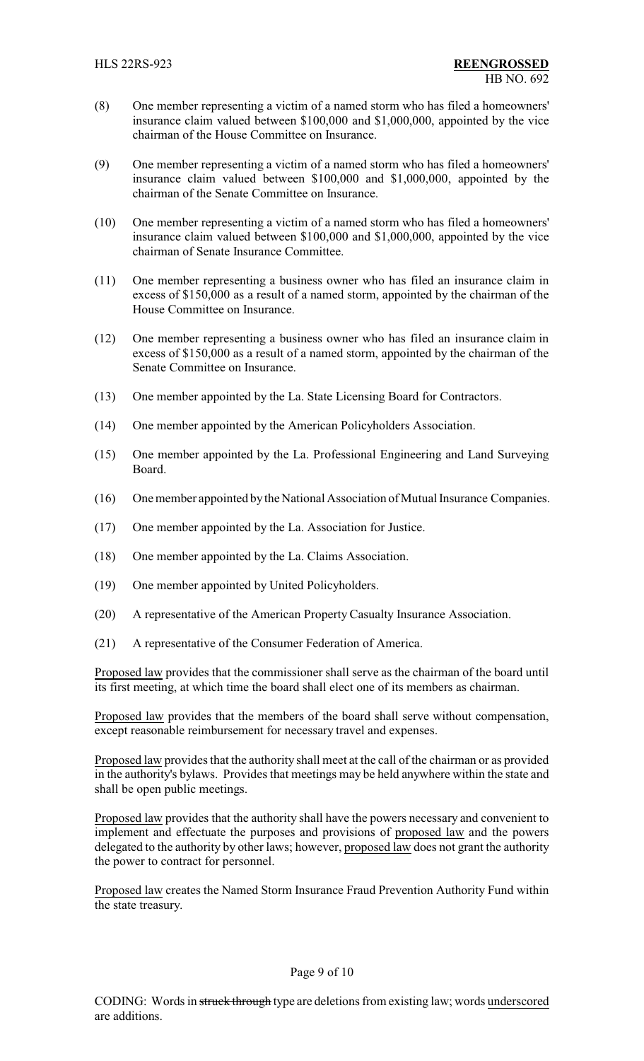(8) One member representing a victim of a named storm who has filed a homeowners' insurance claim valued between $100,000 and $1,000,000, appointed by the vice chairman of the House Committee on Insurance.

(9) One member representing a victim of a named storm who has filed a homeowners' insurance claim valued between $100,000 and $1,000,000, appointed by the chairman of the Senate Committee on Insurance.

(10) One member representing a victim of a named storm who has filed a homeowners' insurance claim valued between $100,000 and $1,000,000, appointed by the vice chairman of Senate Insurance Committee.

(11) One member representing a business owner who has filed an insurance claim in excess of $150,000 as a result of a named storm, appointed by the chairman of the House Committee on Insurance.

(12) One member representing a business owner who has filed an insurance claim in excess of $150,000 as a result of a named storm, appointed by the chairman of the Senate Committee on Insurance.

(13) One member appointed by the La. State Licensing Board for Contractors.

(14) One member appointed by the American Policyholders Association.

(15) One member appointed by the La. Professional Engineering and Land Surveying Board.

(16) One member appointed by the National Association of Mutual Insurance Companies.

(17) One member appointed by the La. Association for Justice.

(18) One member appointed by the La. Claims Association.

(19) One member appointed by United Policyholders.

(20) A representative of the American Property Casualty Insurance Association.

(21) A representative of the Consumer Federation of America.

Proposed law provides that the commissioner shall serve as the chairman of the board until its first meeting, at which time the board shall elect one of its members as chairman.

Proposed law provides that the members of the board shall serve without compensation, except reasonable reimbursement for necessary travel and expenses.

Proposed law provides that the authority shall meet at the call of the chairman or as provided in the authority's bylaws. Provides that meetings may be held anywhere within the state and shall be open public meetings.

Proposed law provides that the authority shall have the powers necessary and convenient to implement and effectuate the purposes and provisions of proposed law and the powers delegated to the authority by other laws; however, proposed law does not grant the authority the power to contract for personnel.

Proposed law creates the Named Storm Insurance Fraud Prevention Authority Fund within the state treasury.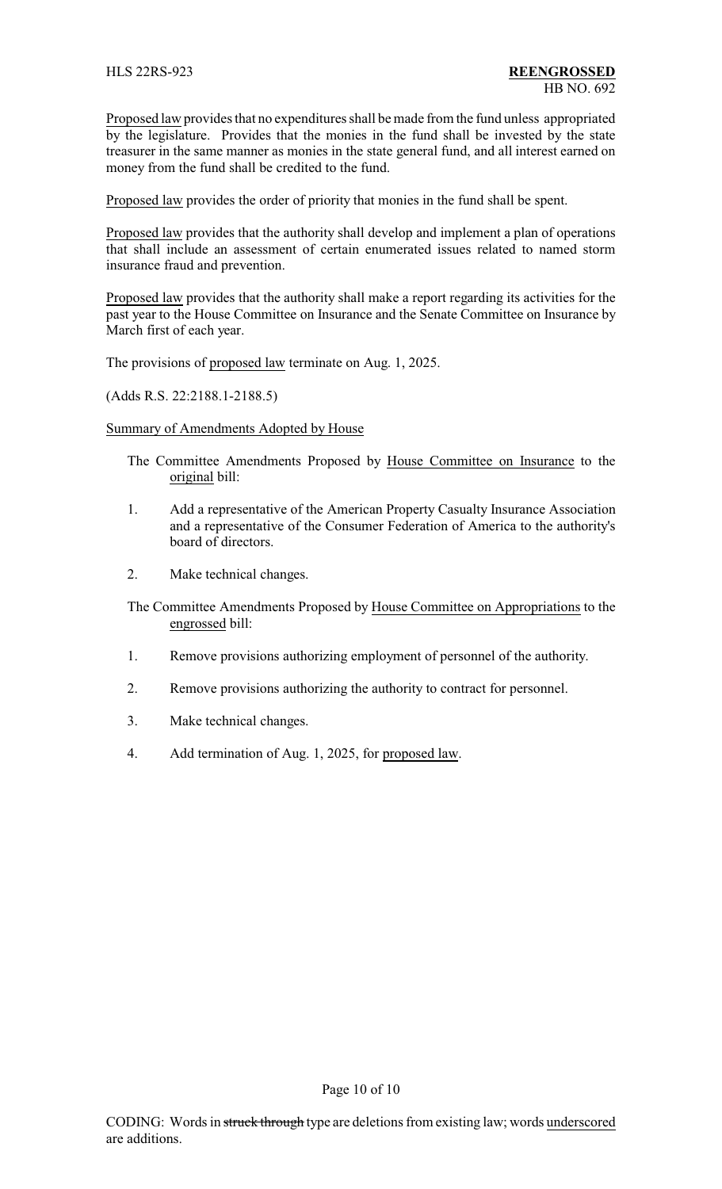Proposed law provides that no expenditures shall be made from the fund unless appropriated by the legislature. Provides that the monies in the fund shall be invested by the state treasurer in the same manner as monies in the state general fund, and all interest earned on money from the fund shall be credited to the fund.

Proposed law provides the order of priority that monies in the fund shall be spent.

Proposed law provides that the authority shall develop and implement a plan of operations that shall include an assessment of certain enumerated issues related to named storm insurance fraud and prevention.

Proposed law provides that the authority shall make a report regarding its activities for the past year to the House Committee on Insurance and the Senate Committee on Insurance by March first of each year.

The provisions of proposed law terminate on Aug. 1, 2025.

(Adds R.S. 22:2188.1-2188.5)

Summary of Amendments Adopted by House

The Committee Amendments Proposed by House Committee on Insurance to the original bill:

1. Add a representative of the American Property Casualty Insurance Association and a representative of the Consumer Federation of America to the authority's board of directors.

2. Make technical changes.

The Committee Amendments Proposed by House Committee on Appropriations to the engrossed bill:

1. Remove provisions authorizing employment of personnel of the authority.

2. Remove provisions authorizing the authority to contract for personnel.

3. Make technical changes.

4. Add termination of Aug. 1, 2025, for proposed law.